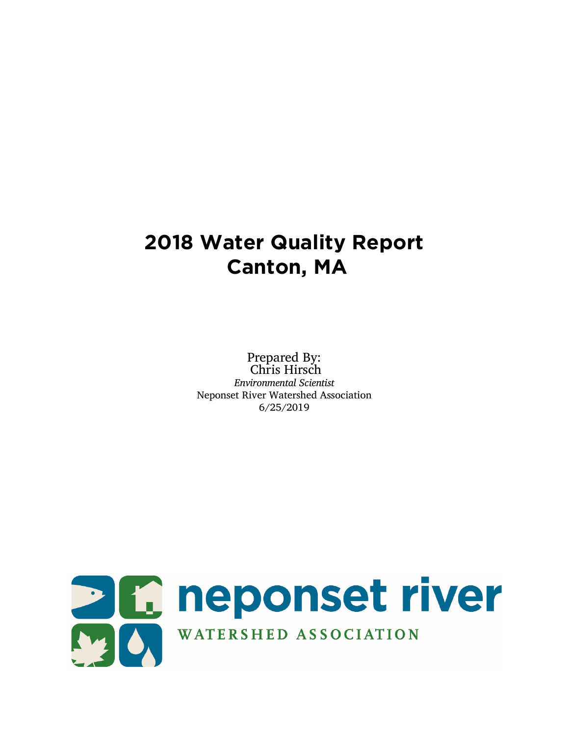# 2018 Water Quality Report
# Canton, MA

Prepared By:
Chris Hirsch
*Environmental Scientist*
Neponset River Watershed Association
6/25/2019

neponset river
WATERSHED ASSOCIATION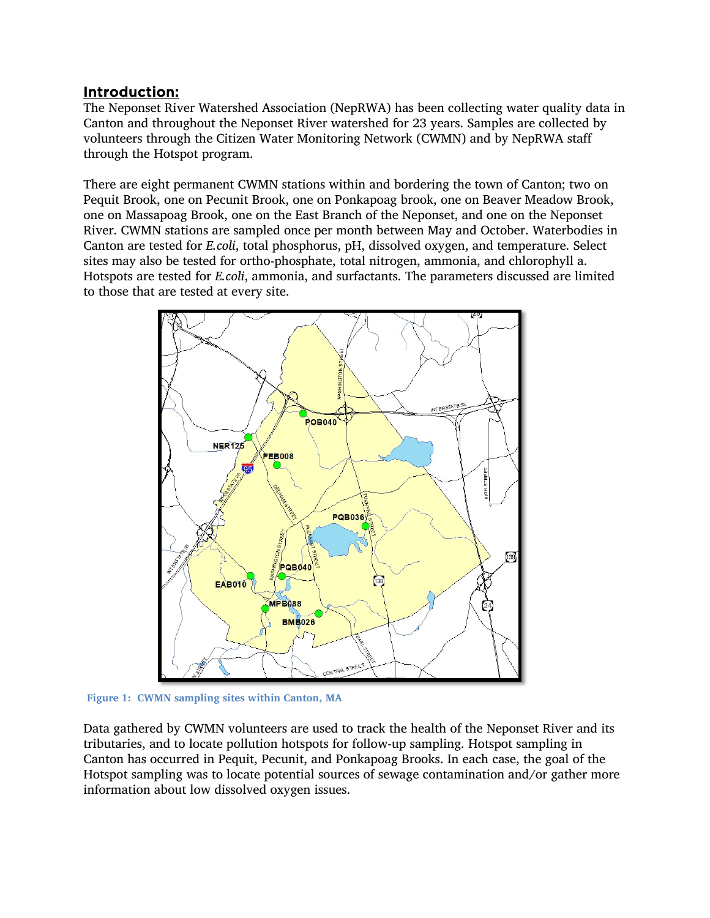## Introduction:

The Neponset River Watershed Association (NepRWA) has been collecting water quality data in Canton and throughout the Neponset River watershed for 23 years. Samples are collected by volunteers through the Citizen Water Monitoring Network (CWMN) and by NepRWA staff through the Hotspot program.

There are eight permanent CWMN stations within and bordering the town of Canton; two on Pequit Brook, one on Pecunit Brook, one on Ponkapoag brook, one on Beaver Meadow Brook, one on Massapoag Brook, one on the East Branch of the Neponset, and one on the Neponset River. CWMN stations are sampled once per month between May and October. Waterbodies in Canton are tested for *E.coli*, total phosphorus, pH, dissolved oxygen, and temperature. Select sites may also be tested for ortho-phosphate, total nitrogen, ammonia, and chlorophyll a. Hotspots are tested for *E.coli*, ammonia, and surfactants. The parameters discussed are limited to those that are tested at every site.

**Figure 1: CWMN sampling sites within Canton, MA**

Data gathered by CWMN volunteers are used to track the health of the Neponset River and its tributaries, and to locate pollution hotspots for follow-up sampling. Hotspot sampling in Canton has occurred in Pequit, Pecunit, and Ponkapoag Brooks. In each case, the goal of the Hotspot sampling was to locate potential sources of sewage contamination and/or gather more information about low dissolved oxygen issues.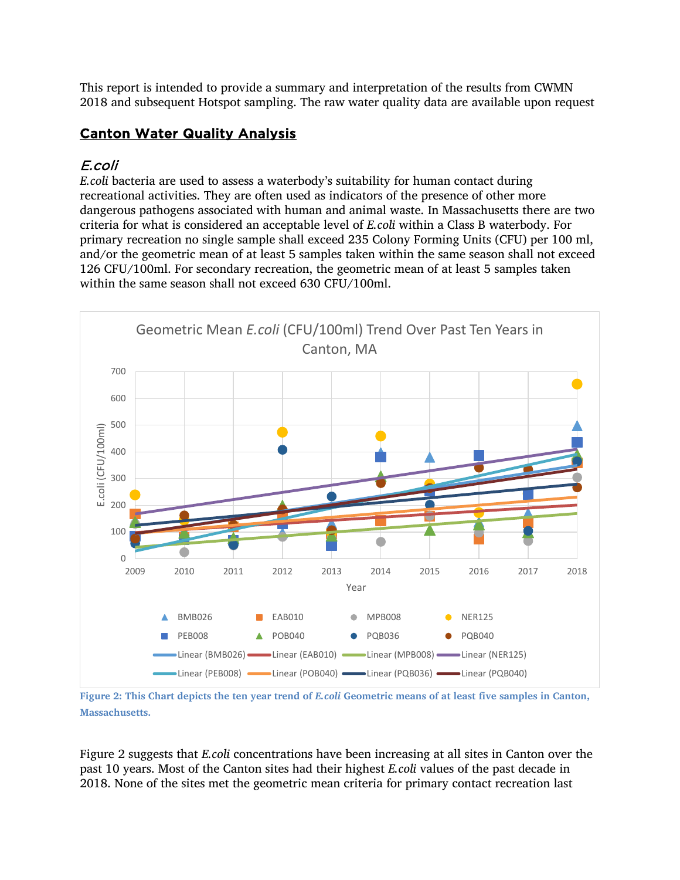This report is intended to provide a summary and interpretation of the results from CWMN 2018 and subsequent Hotspot sampling. The raw water quality data are available upon request

## Canton Water Quality Analysis

### *E.coli*

*E.coli* bacteria are used to assess a waterbody's suitability for human contact during recreational activities. They are often used as indicators of the presence of other more dangerous pathogens associated with human and animal waste. In Massachusetts there are two criteria for what is considered an acceptable level of *E.coli* within a Class B waterbody. For primary recreation no single sample shall exceed 235 Colony Forming Units (CFU) per 100 ml, and/or the geometric mean of at least 5 samples taken within the same season shall not exceed 126 CFU/100ml. For secondary recreation, the geometric mean of at least 5 samples taken within the same season shall not exceed 630 CFU/100ml.

**Figure 2: This Chart depicts the ten year trend of *E.coli* Geometric means of at least five samples in Canton, Massachusetts.**

Figure 2 suggests that *E.coli* concentrations have been increasing at all sites in Canton over the past 10 years. Most of the Canton sites had their highest *E.coli* values of the past decade in 2018. None of the sites met the geometric mean criteria for primary contact recreation last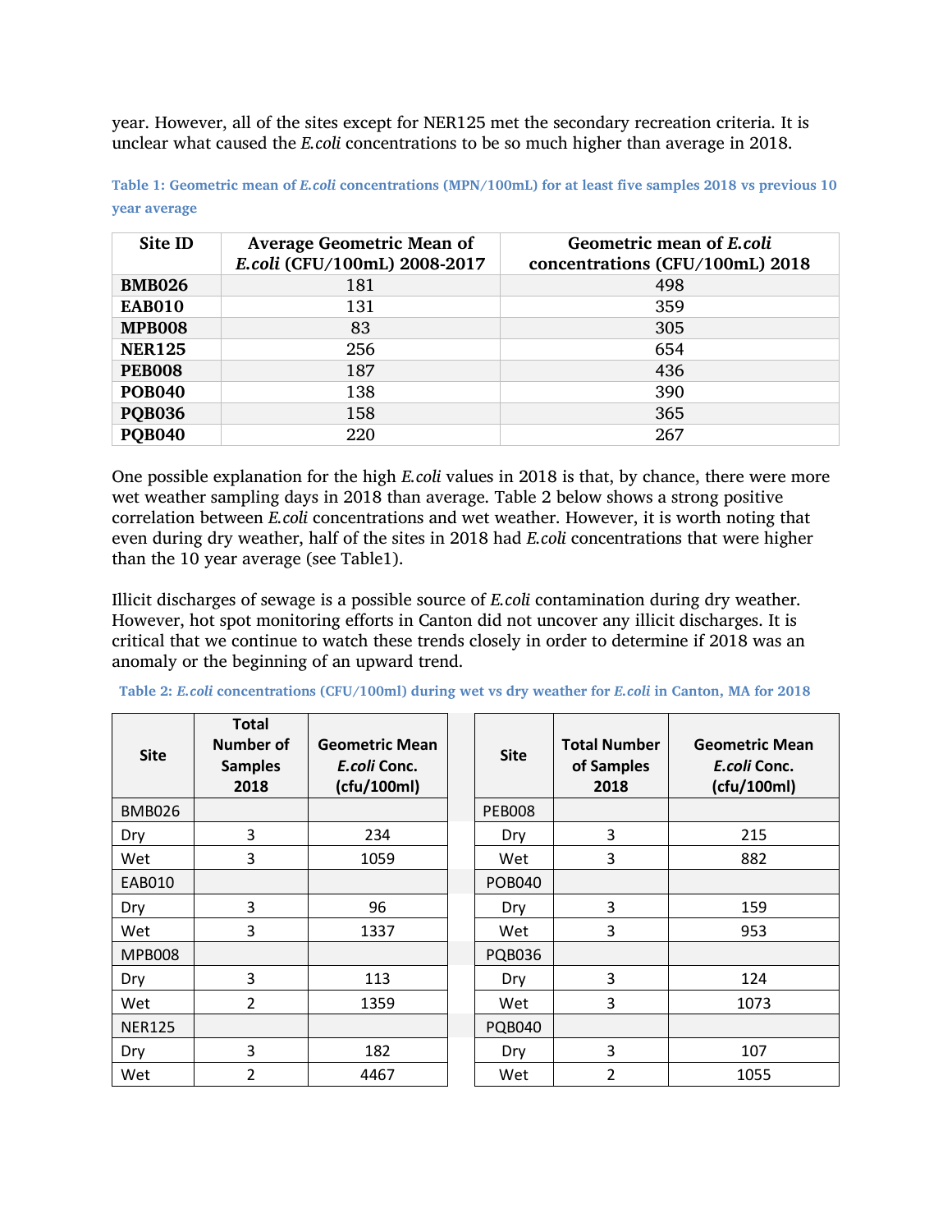year. However, all of the sites except for NER125 met the secondary recreation criteria. It is unclear what caused the *E.coli* concentrations to be so much higher than average in 2018.

**Table 1: Geometric mean of *E.coli* concentrations (MPN/100mL) for at least five samples 2018 vs previous 10 year average**

| Site ID | Average Geometric Mean of *E.coli* (CFU/100mL) 2008-2017 | Geometric mean of *E.coli* concentrations (CFU/100mL) 2018 |
|---|---|---|
| **BMB026** | 181 | 498 |
| **EAB010** | 131 | 359 |
| **MPB008** | 83 | 305 |
| **NER125** | 256 | 654 |
| **PEB008** | 187 | 436 |
| **POB040** | 138 | 390 |
| **PQB036** | 158 | 365 |
| **PQB040** | 220 | 267 |

One possible explanation for the high *E.coli* values in 2018 is that, by chance, there were more wet weather sampling days in 2018 than average. Table 2 below shows a strong positive correlation between *E.coli* concentrations and wet weather. However, it is worth noting that even during dry weather, half of the sites in 2018 had *E.coli* concentrations that were higher than the 10 year average (see Table1).

Illicit discharges of sewage is a possible source of *E.coli* contamination during dry weather. However, hot spot monitoring efforts in Canton did not uncover any illicit discharges. It is critical that we continue to watch these trends closely in order to determine if 2018 was an anomaly or the beginning of an upward trend.

**Table 2: *E.coli* concentrations (CFU/100ml) during wet vs dry weather for *E.coli* in Canton, MA for 2018**

| Site | Total Number of Samples 2018 | Geometric Mean *E.coli* Conc. (cfu/100ml) |
|---|---|---|
| BMB026 | | |
| Dry | 3 | 234 |
| Wet | 3 | 1059 |
| EAB010 | | |
| Dry | 3 | 96 |
| Wet | 3 | 1337 |
| MPB008 | | |
| Dry | 3 | 113 |
| Wet | 2 | 1359 |
| NER125 | | |
| Dry | 3 | 182 |
| Wet | 2 | 4467 |

| Site | Total Number of Samples 2018 | Geometric Mean *E.coli* Conc. (cfu/100ml) |
|---|---|---|
| PEB008 | | |
| Dry | 3 | 215 |
| Wet | 3 | 882 |
| POB040 | | |
| Dry | 3 | 159 |
| Wet | 3 | 953 |
| PQB036 | | |
| Dry | 3 | 124 |
| Wet | 3 | 1073 |
| PQB040 | | |
| Dry | 3 | 107 |
| Wet | 2 | 1055 |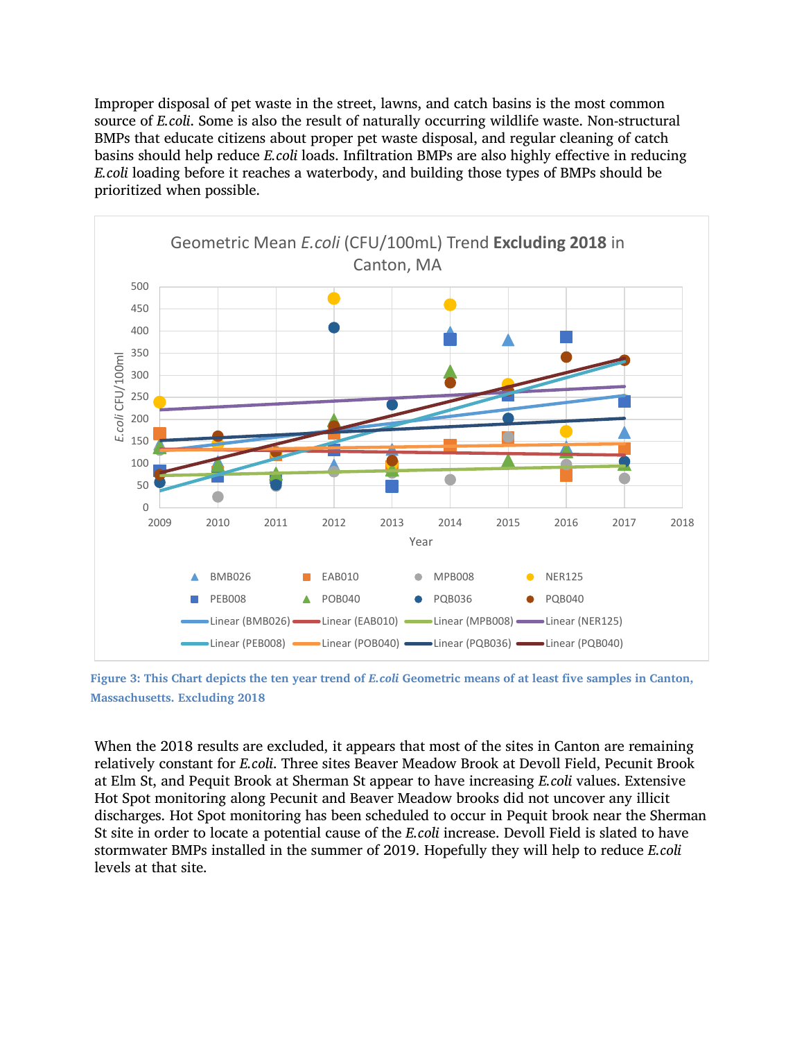Improper disposal of pet waste in the street, lawns, and catch basins is the most common source of *E.coli*. Some is also the result of naturally occurring wildlife waste. Non-structural BMPs that educate citizens about proper pet waste disposal, and regular cleaning of catch basins should help reduce *E.coli* loads. Infiltration BMPs are also highly effective in reducing *E.coli* loading before it reaches a waterbody, and building those types of BMPs should be prioritized when possible.

**Figure 3: This Chart depicts the ten year trend of *E.coli* Geometric means of at least five samples in Canton, Massachusetts. Excluding 2018**

When the 2018 results are excluded, it appears that most of the sites in Canton are remaining relatively constant for *E.coli*. Three sites Beaver Meadow Brook at Devoll Field, Pecunit Brook at Elm St, and Pequit Brook at Sherman St appear to have increasing *E.coli* values. Extensive Hot Spot monitoring along Pecunit and Beaver Meadow brooks did not uncover any illicit discharges. Hot Spot monitoring has been scheduled to occur in Pequit brook near the Sherman St site in order to locate a potential cause of the *E.coli* increase. Devoll Field is slated to have stormwater BMPs installed in the summer of 2019. Hopefully they will help to reduce *E.coli* levels at that site.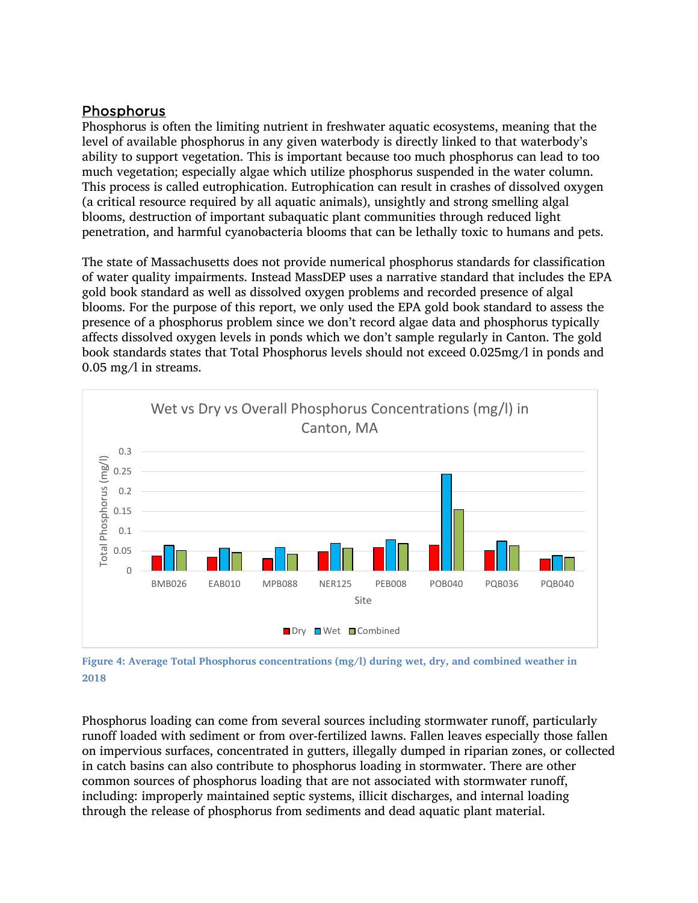## Phosphorus

Phosphorus is often the limiting nutrient in freshwater aquatic ecosystems, meaning that the level of available phosphorus in any given waterbody is directly linked to that waterbody's ability to support vegetation. This is important because too much phosphorus can lead to too much vegetation; especially algae which utilize phosphorus suspended in the water column. This process is called eutrophication. Eutrophication can result in crashes of dissolved oxygen (a critical resource required by all aquatic animals), unsightly and strong smelling algal blooms, destruction of important subaquatic plant communities through reduced light penetration, and harmful cyanobacteria blooms that can be lethally toxic to humans and pets.

The state of Massachusetts does not provide numerical phosphorus standards for classification of water quality impairments. Instead MassDEP uses a narrative standard that includes the EPA gold book standard as well as dissolved oxygen problems and recorded presence of algal blooms. For the purpose of this report, we only used the EPA gold book standard to assess the presence of a phosphorus problem since we don't record algae data and phosphorus typically affects dissolved oxygen levels in ponds which we don't sample regularly in Canton. The gold book standards states that Total Phosphorus levels should not exceed 0.025mg/l in ponds and 0.05 mg/l in streams.

Wet vs Dry vs Overall Phosphorus Concentrations (mg/l) in Canton, MA

**Figure 4: Average Total Phosphorus concentrations (mg/l) during wet, dry, and combined weather in 2018**

Phosphorus loading can come from several sources including stormwater runoff, particularly runoff loaded with sediment or from over-fertilized lawns. Fallen leaves especially those fallen on impervious surfaces, concentrated in gutters, illegally dumped in riparian zones, or collected in catch basins can also contribute to phosphorus loading in stormwater. There are other common sources of phosphorus loading that are not associated with stormwater runoff, including: improperly maintained septic systems, illicit discharges, and internal loading through the release of phosphorus from sediments and dead aquatic plant material.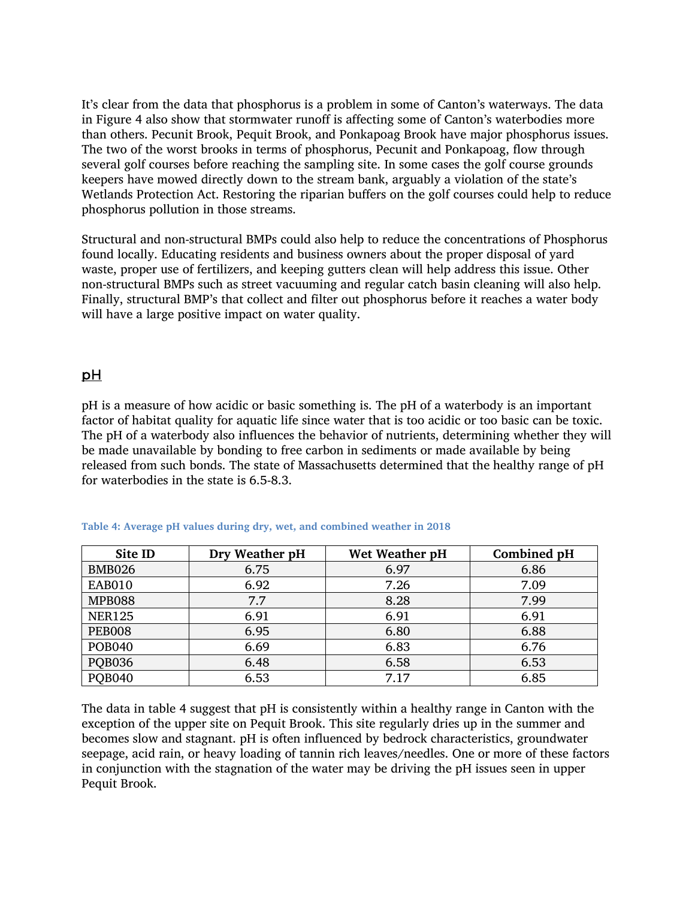It's clear from the data that phosphorus is a problem in some of Canton's waterways. The data in Figure 4 also show that stormwater runoff is affecting some of Canton's waterbodies more than others. Pecunit Brook, Pequit Brook, and Ponkapoag Brook have major phosphorus issues. The two of the worst brooks in terms of phosphorus, Pecunit and Ponkapoag, flow through several golf courses before reaching the sampling site. In some cases the golf course grounds keepers have mowed directly down to the stream bank, arguably a violation of the state's Wetlands Protection Act. Restoring the riparian buffers on the golf courses could help to reduce phosphorus pollution in those streams.

Structural and non-structural BMPs could also help to reduce the concentrations of Phosphorus found locally. Educating residents and business owners about the proper disposal of yard waste, proper use of fertilizers, and keeping gutters clean will help address this issue. Other non-structural BMPs such as street vacuuming and regular catch basin cleaning will also help. Finally, structural BMP's that collect and filter out phosphorus before it reaches a water body will have a large positive impact on water quality.

## pH

pH is a measure of how acidic or basic something is. The pH of a waterbody is an important factor of habitat quality for aquatic life since water that is too acidic or too basic can be toxic. The pH of a waterbody also influences the behavior of nutrients, determining whether they will be made unavailable by bonding to free carbon in sediments or made available by being released from such bonds. The state of Massachusetts determined that the healthy range of pH for waterbodies in the state is 6.5-8.3.

**Table 4: Average pH values during dry, wet, and combined weather in 2018**

| Site ID | Dry Weather pH | Wet Weather pH | Combined pH |
|---|---|---|---|
| BMB026 | 6.75 | 6.97 | 6.86 |
| EAB010 | 6.92 | 7.26 | 7.09 |
| MPB088 | 7.7 | 8.28 | 7.99 |
| NER125 | 6.91 | 6.91 | 6.91 |
| PEB008 | 6.95 | 6.80 | 6.88 |
| POB040 | 6.69 | 6.83 | 6.76 |
| PQB036 | 6.48 | 6.58 | 6.53 |
| PQB040 | 6.53 | 7.17 | 6.85 |

The data in table 4 suggest that pH is consistently within a healthy range in Canton with the exception of the upper site on Pequit Brook. This site regularly dries up in the summer and becomes slow and stagnant. pH is often influenced by bedrock characteristics, groundwater seepage, acid rain, or heavy loading of tannin rich leaves/needles. One or more of these factors in conjunction with the stagnation of the water may be driving the pH issues seen in upper Pequit Brook.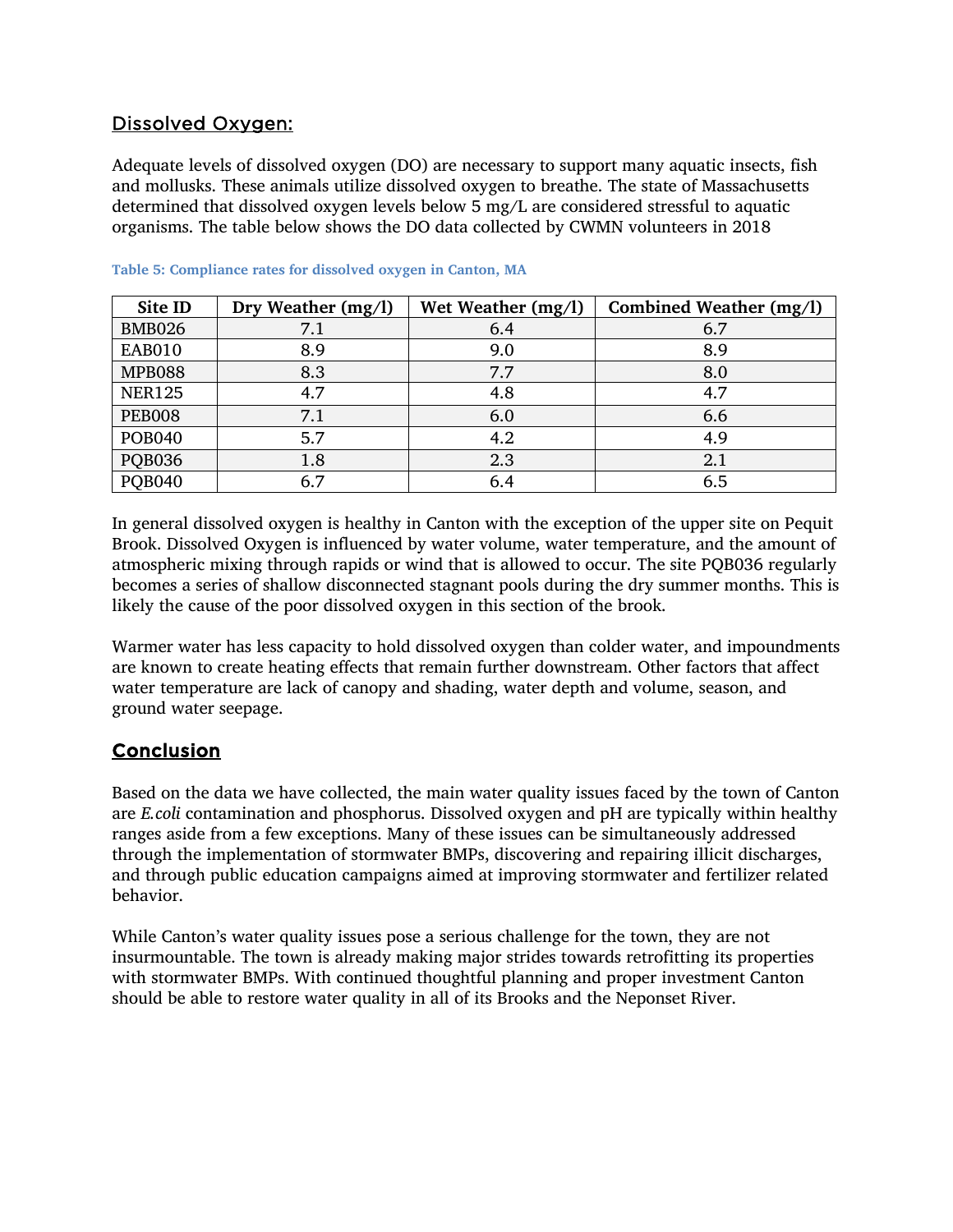## Dissolved Oxygen:

Adequate levels of dissolved oxygen (DO) are necessary to support many aquatic insects, fish and mollusks. These animals utilize dissolved oxygen to breathe. The state of Massachusetts determined that dissolved oxygen levels below 5 mg/L are considered stressful to aquatic organisms. The table below shows the DO data collected by CWMN volunteers in 2018

**Table 5: Compliance rates for dissolved oxygen in Canton, MA**

| Site ID | Dry Weather (mg/l) | Wet Weather (mg/l) | Combined Weather (mg/l) |
|---|---|---|---|
| BMB026 | 7.1 | 6.4 | 6.7 |
| EAB010 | 8.9 | 9.0 | 8.9 |
| MPB088 | 8.3 | 7.7 | 8.0 |
| NER125 | 4.7 | 4.8 | 4.7 |
| PEB008 | 7.1 | 6.0 | 6.6 |
| POB040 | 5.7 | 4.2 | 4.9 |
| PQB036 | 1.8 | 2.3 | 2.1 |
| PQB040 | 6.7 | 6.4 | 6.5 |

In general dissolved oxygen is healthy in Canton with the exception of the upper site on Pequit Brook. Dissolved Oxygen is influenced by water volume, water temperature, and the amount of atmospheric mixing through rapids or wind that is allowed to occur. The site PQB036 regularly becomes a series of shallow disconnected stagnant pools during the dry summer months. This is likely the cause of the poor dissolved oxygen in this section of the brook.

Warmer water has less capacity to hold dissolved oxygen than colder water, and impoundments are known to create heating effects that remain further downstream. Other factors that affect water temperature are lack of canopy and shading, water depth and volume, season, and ground water seepage.

## Conclusion

Based on the data we have collected, the main water quality issues faced by the town of Canton are *E.coli* contamination and phosphorus. Dissolved oxygen and pH are typically within healthy ranges aside from a few exceptions. Many of these issues can be simultaneously addressed through the implementation of stormwater BMPs, discovering and repairing illicit discharges, and through public education campaigns aimed at improving stormwater and fertilizer related behavior.

While Canton's water quality issues pose a serious challenge for the town, they are not insurmountable. The town is already making major strides towards retrofitting its properties with stormwater BMPs. With continued thoughtful planning and proper investment Canton should be able to restore water quality in all of its Brooks and the Neponset River.